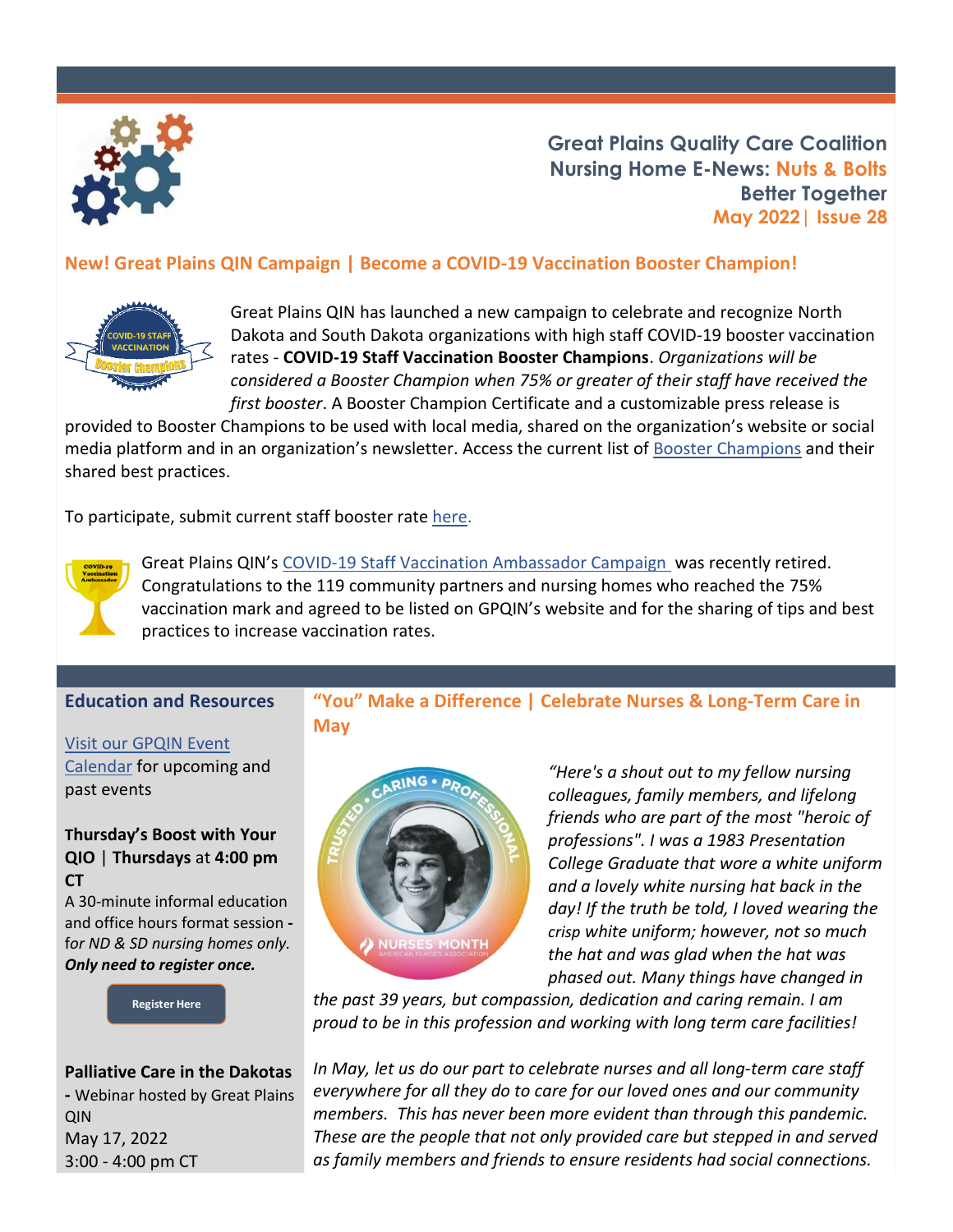**Great Plains Quality Care Coalition**
**Nursing Home E-News: Nuts & Bolts**
**Better Together**
**May 2022 | Issue 28**

## New! Great Plains QIN Campaign | Become a COVID-19 Vaccination Booster Champion!

Great Plains QIN has launched a new campaign to celebrate and recognize North Dakota and South Dakota organizations with high staff COVID-19 booster vaccination rates - **COVID-19 Staff Vaccination Booster Champions**. *Organizations will be considered a Booster Champion when 75% or greater of their staff have received the first booster*. A Booster Champion Certificate and a customizable press release is provided to Booster Champions to be used with local media, shared on the organization's website or social media platform and in an organization's newsletter. Access the current list of [Booster Champions]() and their shared best practices.

To participate, submit current staff booster rate [here]().

Great Plains QIN's [COVID-19 Staff Vaccination Ambassador Campaign]() was recently retired. Congratulations to the 119 community partners and nursing homes who reached the 75% vaccination mark and agreed to be listed on GPQIN's website and for the sharing of tips and best practices to increase vaccination rates.

## Education and Resources

[Visit our GPQIN Event Calendar]() for upcoming and past events

**Thursday's Boost with Your QIO | Thursdays at 4:00 pm CT**
A 30-minute informal education and office hours format session - *for ND & SD nursing homes only.* ***Only need to register once.***

Register Here

**Palliative Care in the Dakotas** - Webinar hosted by Great Plains QIN
May 17, 2022
3:00 - 4:00 pm CT

## "You" Make a Difference | Celebrate Nurses & Long-Term Care in May

*"Here's a shout out to my fellow nursing colleagues, family members, and lifelong friends who are part of the most "heroic of professions". I was a 1983 Presentation College Graduate that wore a white uniform and a lovely white nursing hat back in the day! If the truth be told, I loved wearing the crisp white uniform; however, not so much the hat and was glad when the hat was phased out. Many things have changed in the past 39 years, but compassion, dedication and caring remain. I am proud to be in this profession and working with long term care facilities!*

*In May, let us do our part to celebrate nurses and all long-term care staff everywhere for all they do to care for our loved ones and our community members. This has never been more evident than through this pandemic. These are the people that not only provided care but stepped in and served as family members and friends to ensure residents had social connections.*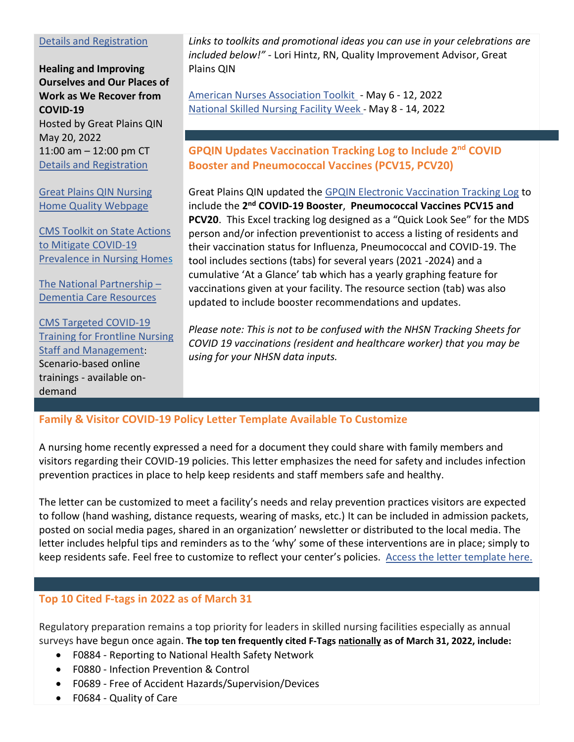[Details and Registration]

**Healing and Improving Ourselves and Our Places of Work as We Recover from COVID-19**
Hosted by Great Plains QIN
May 20, 2022
11:00 am – 12:00 pm CT
[Details and Registration]

[Great Plains QIN Nursing Home Quality Webpage]

[CMS Toolkit on State Actions to Mitigate COVID-19 Prevalence in Nursing Homes]

[The National Partnership – Dementia Care Resources]

[CMS Targeted COVID-19 Training for Frontline Nursing Staff and Management]: Scenario-based online trainings - available on-demand

*Links to toolkits and promotional ideas you can use in your celebrations are included below!"* - Lori Hintz, RN, Quality Improvement Advisor, Great Plains QIN

[American Nurses Association Toolkit] - May 6 - 12, 2022
[National Skilled Nursing Facility Week] - May 8 - 14, 2022

## GPQIN Updates Vaccination Tracking Log to Include 2nd COVID Booster and Pneumococcal Vaccines (PCV15, PCV20)

Great Plains QIN updated the [GPQIN Electronic Vaccination Tracking Log] to include the **2nd COVID-19 Booster**, **Pneumococcal Vaccines PCV15 and PCV20**. This Excel tracking log designed as a "Quick Look See" for the MDS person and/or infection preventionist to access a listing of residents and their vaccination status for Influenza, Pneumococcal and COVID-19. The tool includes sections (tabs) for several years (2021 -2024) and a cumulative 'At a Glance' tab which has a yearly graphing feature for vaccinations given at your facility. The resource section (tab) was also updated to include booster recommendations and updates.

*Please note: This is not to be confused with the NHSN Tracking Sheets for COVID 19 vaccinations (resident and healthcare worker) that you may be using for your NHSN data inputs.*

## Family & Visitor COVID-19 Policy Letter Template Available To Customize

A nursing home recently expressed a need for a document they could share with family members and visitors regarding their COVID-19 policies. This letter emphasizes the need for safety and includes infection prevention practices in place to help keep residents and staff members safe and healthy.

The letter can be customized to meet a facility's needs and relay prevention practices visitors are expected to follow (hand washing, distance requests, wearing of masks, etc.) It can be included in admission packets, posted on social media pages, shared in an organization' newsletter or distributed to the local media. The letter includes helpful tips and reminders as to the 'why' some of these interventions are in place; simply to keep residents safe. Feel free to customize to reflect your center's policies. [Access the letter template here.]

## Top 10 Cited F-tags in 2022 as of March 31

Regulatory preparation remains a top priority for leaders in skilled nursing facilities especially as annual surveys have begun once again. **The top ten frequently cited F-Tags nationally as of March 31, 2022, include:**

- F0884 - Reporting to National Health Safety Network
- F0880 - Infection Prevention & Control
- F0689 - Free of Accident Hazards/Supervision/Devices
- F0684 - Quality of Care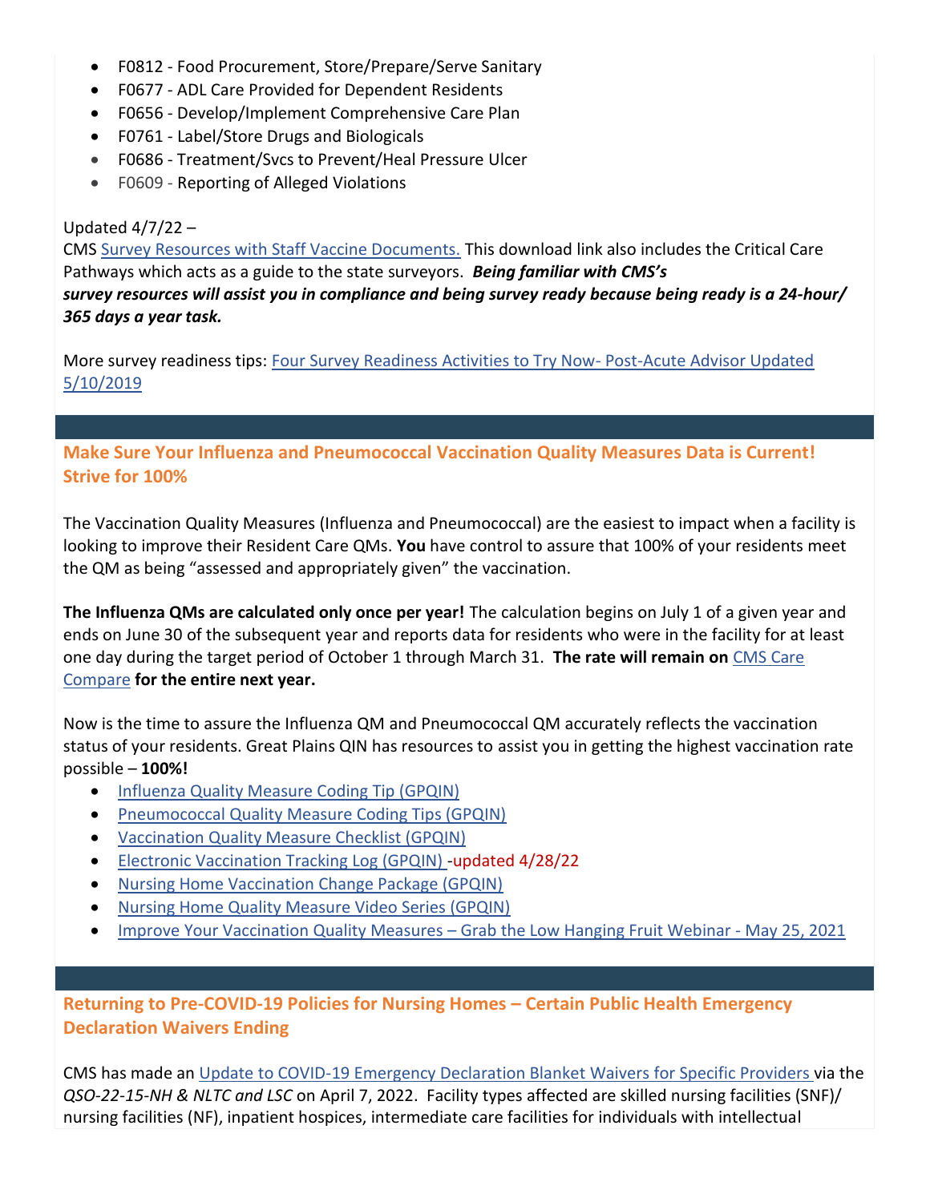- F0812 - Food Procurement, Store/Prepare/Serve Sanitary
- F0677 - ADL Care Provided for Dependent Residents
- F0656 - Develop/Implement Comprehensive Care Plan
- F0761 - Label/Store Drugs and Biologicals
- F0686 - Treatment/Svcs to Prevent/Heal Pressure Ulcer
- F0609 - Reporting of Alleged Violations

Updated 4/7/22 –
CMS Survey Resources with Staff Vaccine Documents. This download link also includes the Critical Care Pathways which acts as a guide to the state surveyors. ***Being familiar with CMS's survey resources will assist you in compliance and being survey ready because being ready is a 24-hour/ 365 days a year task.***

More survey readiness tips: Four Survey Readiness Activities to Try Now- Post-Acute Advisor Updated 5/10/2019

## Make Sure Your Influenza and Pneumococcal Vaccination Quality Measures Data is Current! Strive for 100%

The Vaccination Quality Measures (Influenza and Pneumococcal) are the easiest to impact when a facility is looking to improve their Resident Care QMs. **You** have control to assure that 100% of your residents meet the QM as being "assessed and appropriately given" the vaccination.

**The Influenza QMs are calculated only once per year!** The calculation begins on July 1 of a given year and ends on June 30 of the subsequent year and reports data for residents who were in the facility for at least one day during the target period of October 1 through March 31. **The rate will remain on** CMS Care Compare **for the entire next year.**

Now is the time to assure the Influenza QM and Pneumococcal QM accurately reflects the vaccination status of your residents. Great Plains QIN has resources to assist you in getting the highest vaccination rate possible – **100%!**

- Influenza Quality Measure Coding Tip (GPQIN)
- Pneumococcal Quality Measure Coding Tips (GPQIN)
- Vaccination Quality Measure Checklist (GPQIN)
- Electronic Vaccination Tracking Log (GPQIN) -updated 4/28/22
- Nursing Home Vaccination Change Package (GPQIN)
- Nursing Home Quality Measure Video Series (GPQIN)
- Improve Your Vaccination Quality Measures – Grab the Low Hanging Fruit Webinar - May 25, 2021

## Returning to Pre-COVID-19 Policies for Nursing Homes – Certain Public Health Emergency Declaration Waivers Ending

CMS has made an Update to COVID-19 Emergency Declaration Blanket Waivers for Specific Providers via the *QSO-22-15-NH & NLTC and LSC* on April 7, 2022. Facility types affected are skilled nursing facilities (SNF)/ nursing facilities (NF), inpatient hospices, intermediate care facilities for individuals with intellectual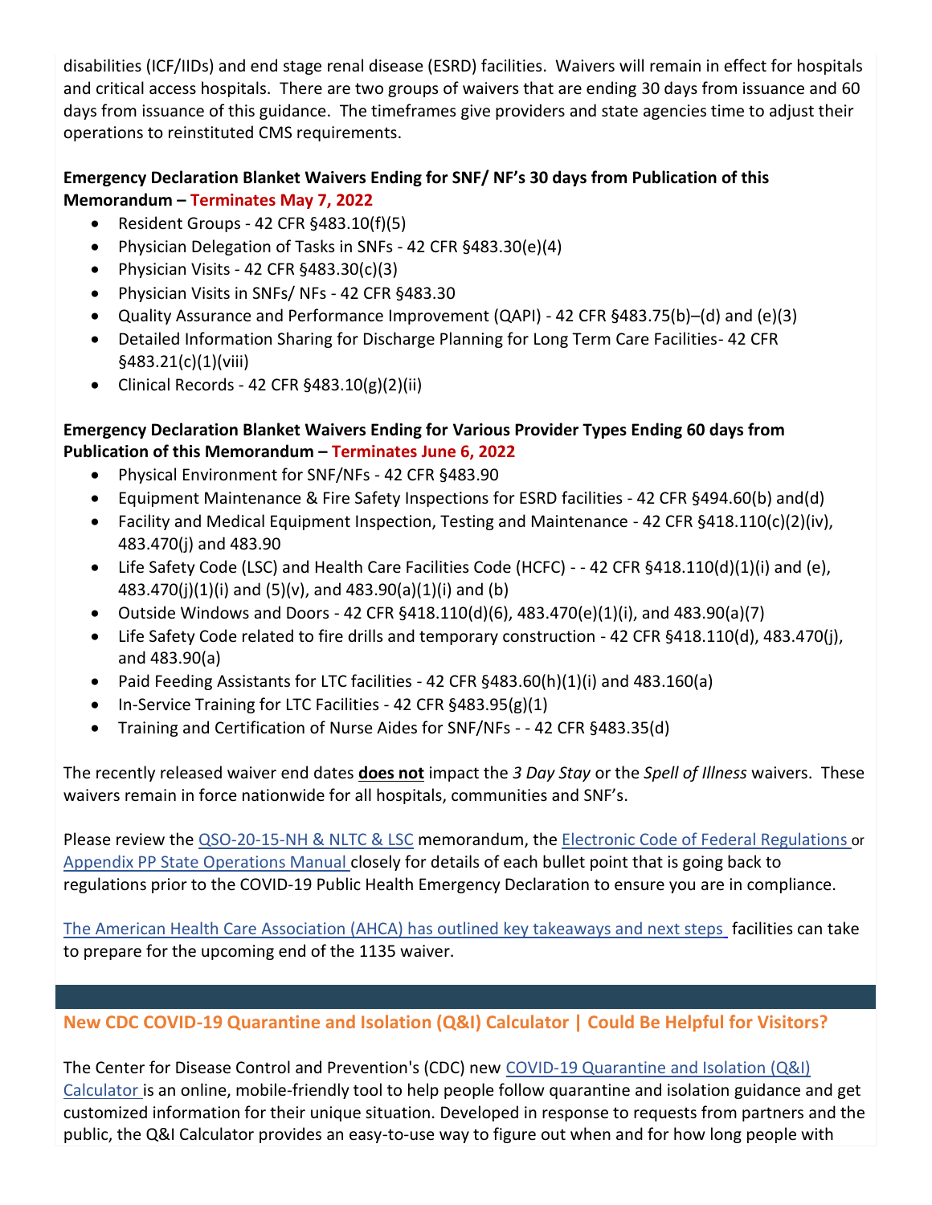disabilities (ICF/IIDs) and end stage renal disease (ESRD) facilities. Waivers will remain in effect for hospitals and critical access hospitals. There are two groups of waivers that are ending 30 days from issuance and 60 days from issuance of this guidance. The timeframes give providers and state agencies time to adjust their operations to reinstituted CMS requirements.

**Emergency Declaration Blanket Waivers Ending for SNF/ NF's 30 days from Publication of this Memorandum – Terminates May 7, 2022**

- Resident Groups - 42 CFR §483.10(f)(5)
- Physician Delegation of Tasks in SNFs - 42 CFR §483.30(e)(4)
- Physician Visits - 42 CFR §483.30(c)(3)
- Physician Visits in SNFs/ NFs - 42 CFR §483.30
- Quality Assurance and Performance Improvement (QAPI) - 42 CFR §483.75(b)–(d) and (e)(3)
- Detailed Information Sharing for Discharge Planning for Long Term Care Facilities- 42 CFR §483.21(c)(1)(viii)
- Clinical Records - 42 CFR §483.10(g)(2)(ii)

**Emergency Declaration Blanket Waivers Ending for Various Provider Types Ending 60 days from Publication of this Memorandum – Terminates June 6, 2022**

- Physical Environment for SNF/NFs - 42 CFR §483.90
- Equipment Maintenance & Fire Safety Inspections for ESRD facilities - 42 CFR §494.60(b) and(d)
- Facility and Medical Equipment Inspection, Testing and Maintenance - 42 CFR §418.110(c)(2)(iv), 483.470(j) and 483.90
- Life Safety Code (LSC) and Health Care Facilities Code (HCFC) - - 42 CFR §418.110(d)(1)(i) and (e), 483.470(j)(1)(i) and (5)(v), and 483.90(a)(1)(i) and (b)
- Outside Windows and Doors - 42 CFR §418.110(d)(6), 483.470(e)(1)(i), and 483.90(a)(7)
- Life Safety Code related to fire drills and temporary construction - 42 CFR §418.110(d), 483.470(j), and 483.90(a)
- Paid Feeding Assistants for LTC facilities - 42 CFR §483.60(h)(1)(i) and 483.160(a)
- In-Service Training for LTC Facilities - 42 CFR §483.95(g)(1)
- Training and Certification of Nurse Aides for SNF/NFs - - 42 CFR §483.35(d)

The recently released waiver end dates **does not** impact the *3 Day Stay* or the *Spell of Illness* waivers. These waivers remain in force nationwide for all hospitals, communities and SNF's.

Please review the QSO-20-15-NH & NLTC & LSC memorandum, the Electronic Code of Federal Regulations or Appendix PP State Operations Manual closely for details of each bullet point that is going back to regulations prior to the COVID-19 Public Health Emergency Declaration to ensure you are in compliance.

The American Health Care Association (AHCA) has outlined key takeaways and next steps facilities can take to prepare for the upcoming end of the 1135 waiver.

## New CDC COVID-19 Quarantine and Isolation (Q&I) Calculator | Could Be Helpful for Visitors?

The Center for Disease Control and Prevention's (CDC) new COVID-19 Quarantine and Isolation (Q&I) Calculator is an online, mobile-friendly tool to help people follow quarantine and isolation guidance and get customized information for their unique situation. Developed in response to requests from partners and the public, the Q&I Calculator provides an easy-to-use way to figure out when and for how long people with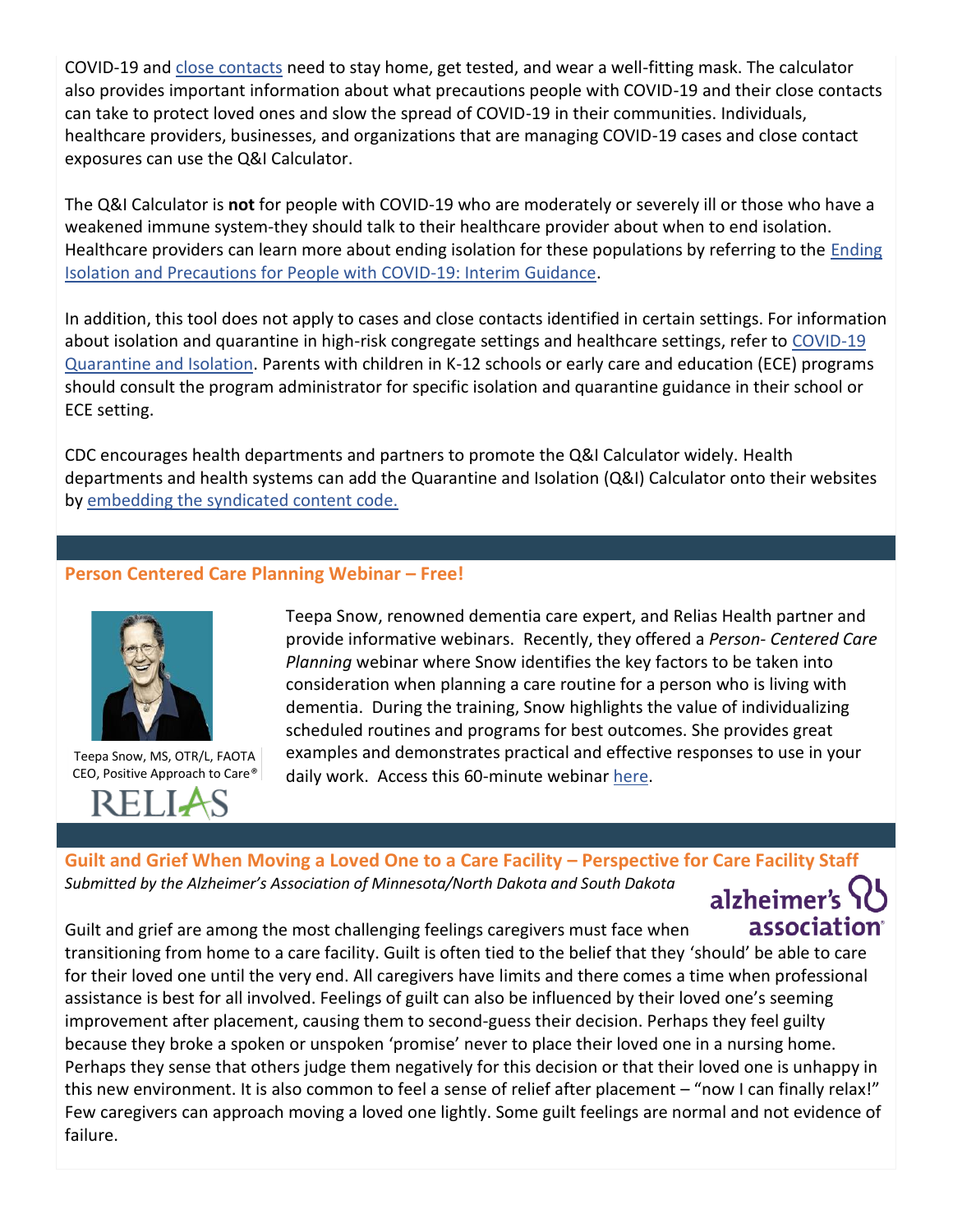COVID-19 and close contacts need to stay home, get tested, and wear a well-fitting mask. The calculator also provides important information about what precautions people with COVID-19 and their close contacts can take to protect loved ones and slow the spread of COVID-19 in their communities. Individuals, healthcare providers, businesses, and organizations that are managing COVID-19 cases and close contact exposures can use the Q&I Calculator.

The Q&I Calculator is **not** for people with COVID-19 who are moderately or severely ill or those who have a weakened immune system-they should talk to their healthcare provider about when to end isolation. Healthcare providers can learn more about ending isolation for these populations by referring to the Ending Isolation and Precautions for People with COVID-19: Interim Guidance.

In addition, this tool does not apply to cases and close contacts identified in certain settings. For information about isolation and quarantine in high-risk congregate settings and healthcare settings, refer to COVID-19 Quarantine and Isolation. Parents with children in K-12 schools or early care and education (ECE) programs should consult the program administrator for specific isolation and quarantine guidance in their school or ECE setting.

CDC encourages health departments and partners to promote the Q&I Calculator widely. Health departments and health systems can add the Quarantine and Isolation (Q&I) Calculator onto their websites by embedding the syndicated content code.

## Person Centered Care Planning Webinar – Free!

Teepa Snow, MS, OTR/L, FAOTA
CEO, Positive Approach to Care®

RELIAS

Teepa Snow, renowned dementia care expert, and Relias Health partner and provide informative webinars. Recently, they offered a *Person- Centered Care Planning* webinar where Snow identifies the key factors to be taken into consideration when planning a care routine for a person who is living with dementia. During the training, Snow highlights the value of individualizing scheduled routines and programs for best outcomes. She provides great examples and demonstrates practical and effective responses to use in your daily work. Access this 60-minute webinar here.

## Guilt and Grief When Moving a Loved One to a Care Facility – Perspective for Care Facility Staff

*Submitted by the Alzheimer's Association of Minnesota/North Dakota and South Dakota*

alzheimer's association

Guilt and grief are among the most challenging feelings caregivers must face when transitioning from home to a care facility. Guilt is often tied to the belief that they 'should' be able to care for their loved one until the very end. All caregivers have limits and there comes a time when professional assistance is best for all involved. Feelings of guilt can also be influenced by their loved one's seeming improvement after placement, causing them to second-guess their decision. Perhaps they feel guilty because they broke a spoken or unspoken 'promise' never to place their loved one in a nursing home. Perhaps they sense that others judge them negatively for this decision or that their loved one is unhappy in this new environment. It is also common to feel a sense of relief after placement – "now I can finally relax!" Few caregivers can approach moving a loved one lightly. Some guilt feelings are normal and not evidence of failure.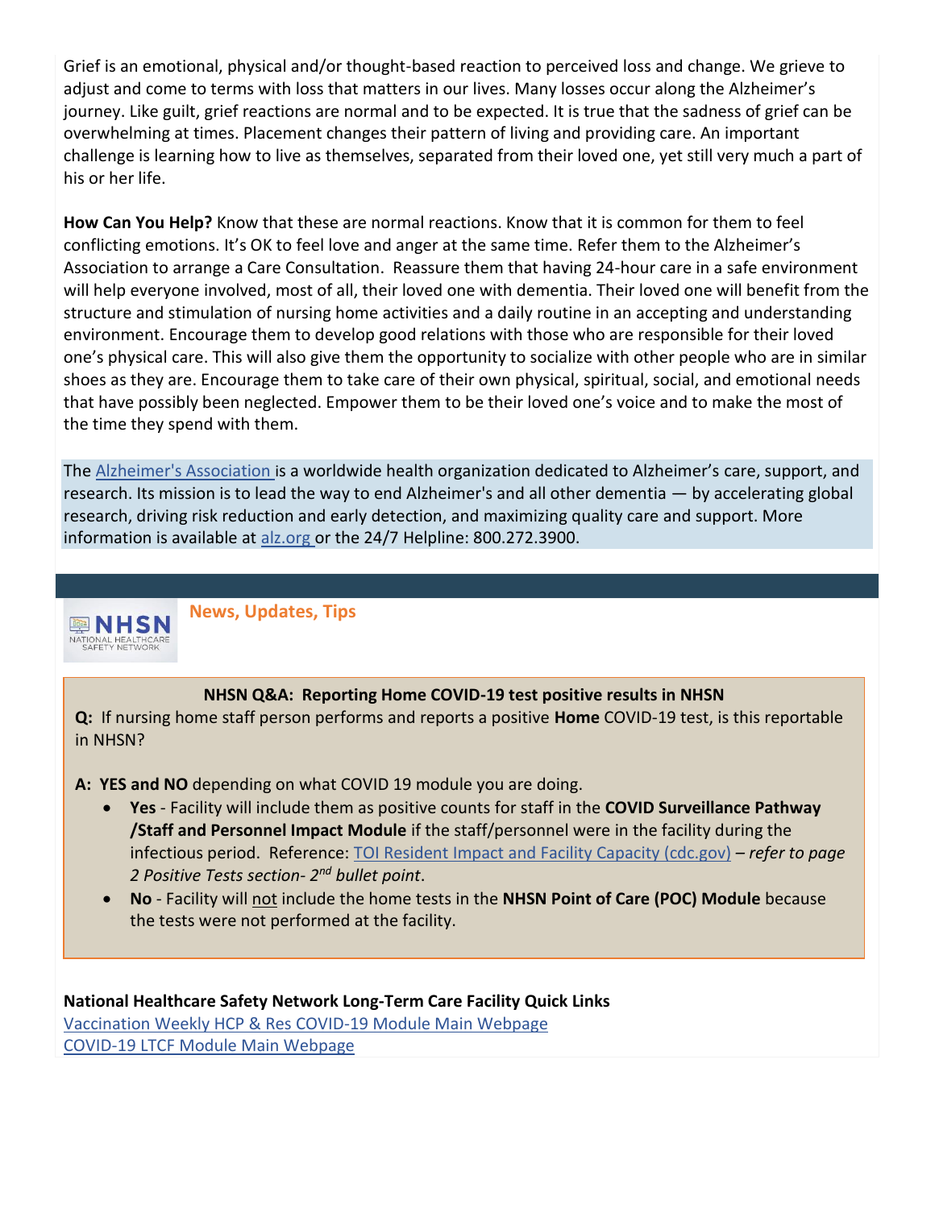Grief is an emotional, physical and/or thought-based reaction to perceived loss and change. We grieve to adjust and come to terms with loss that matters in our lives. Many losses occur along the Alzheimer's journey. Like guilt, grief reactions are normal and to be expected. It is true that the sadness of grief can be overwhelming at times. Placement changes their pattern of living and providing care. An important challenge is learning how to live as themselves, separated from their loved one, yet still very much a part of his or her life.

**How Can You Help?** Know that these are normal reactions. Know that it is common for them to feel conflicting emotions. It's OK to feel love and anger at the same time. Refer them to the Alzheimer's Association to arrange a Care Consultation. Reassure them that having 24-hour care in a safe environment will help everyone involved, most of all, their loved one with dementia. Their loved one will benefit from the structure and stimulation of nursing home activities and a daily routine in an accepting and understanding environment. Encourage them to develop good relations with those who are responsible for their loved one's physical care. This will also give them the opportunity to socialize with other people who are in similar shoes as they are. Encourage them to take care of their own physical, spiritual, social, and emotional needs that have possibly been neglected. Empower them to be their loved one's voice and to make the most of the time they spend with them.

The Alzheimer's Association is a worldwide health organization dedicated to Alzheimer's care, support, and research. Its mission is to lead the way to end Alzheimer's and all other dementia — by accelerating global research, driving risk reduction and early detection, and maximizing quality care and support. More information is available at alz.org or the 24/7 Helpline: 800.272.3900.

NHSN NATIONAL HEALTHCARE SAFETY NETWORK

## News, Updates, Tips

**NHSN Q&A: Reporting Home COVID-19 test positive results in NHSN**

**Q:** If nursing home staff person performs and reports a positive **Home** COVID-19 test, is this reportable in NHSN?

**A: YES and NO** depending on what COVID 19 module you are doing.

- **Yes** - Facility will include them as positive counts for staff in the **COVID Surveillance Pathway /Staff and Personnel Impact Module** if the staff/personnel were in the facility during the infectious period. Reference: TOI Resident Impact and Facility Capacity (cdc.gov) – *refer to page 2 Positive Tests section- 2nd bullet point*.
- **No** - Facility will not include the home tests in the **NHSN Point of Care (POC) Module** because the tests were not performed at the facility.

**National Healthcare Safety Network Long-Term Care Facility Quick Links**

Vaccination Weekly HCP & Res COVID-19 Module Main Webpage

COVID-19 LTCF Module Main Webpage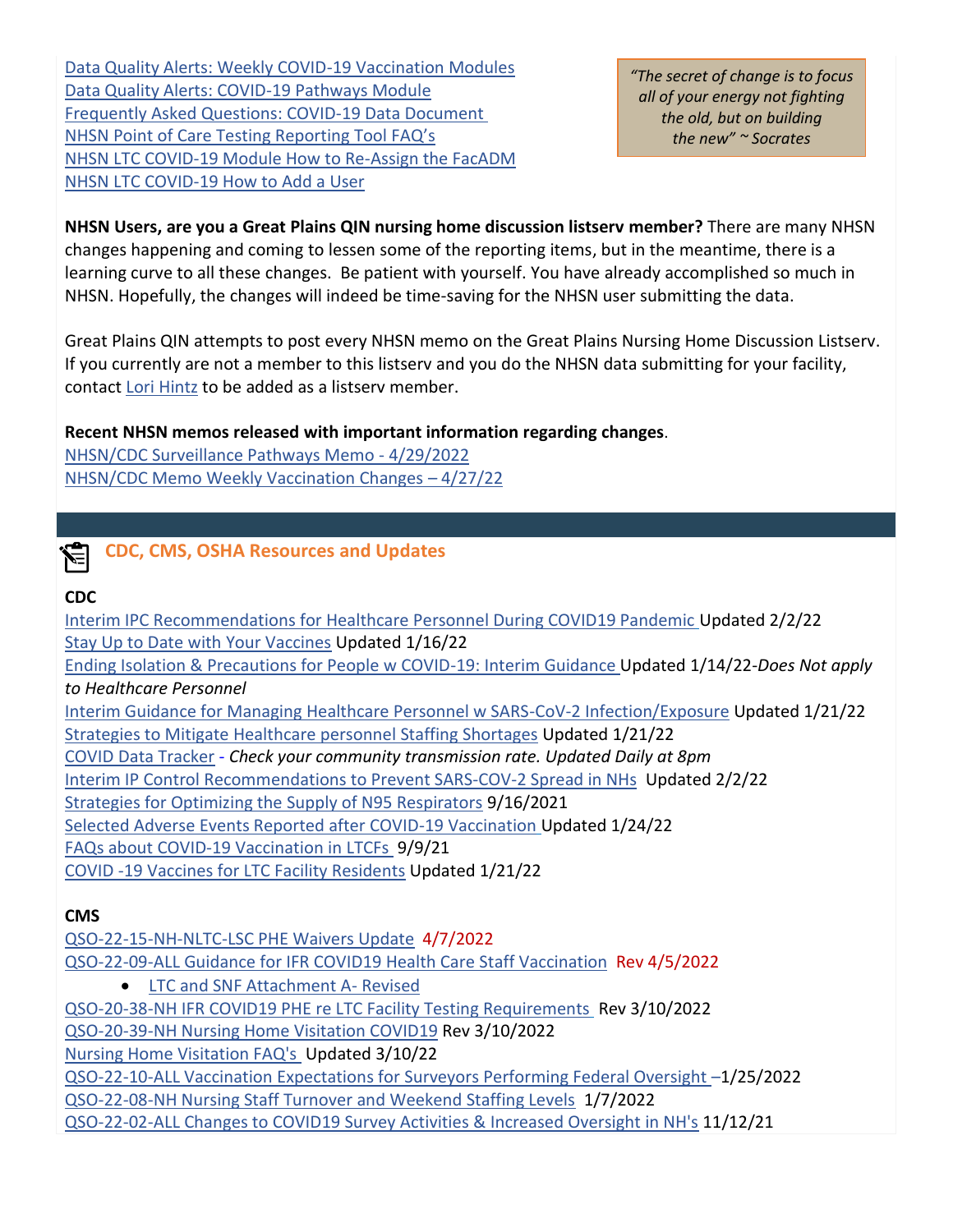Data Quality Alerts: Weekly COVID-19 Vaccination Modules
Data Quality Alerts: COVID-19 Pathways Module
Frequently Asked Questions: COVID-19 Data Document
NHSN Point of Care Testing Reporting Tool FAQ's
NHSN LTC COVID-19 Module How to Re-Assign the FacADM
NHSN LTC COVID-19 How to Add a User

*"The secret of change is to focus all of your energy not fighting the old, but on building the new" ~ Socrates*

**NHSN Users, are you a Great Plains QIN nursing home discussion listserv member?** There are many NHSN changes happening and coming to lessen some of the reporting items, but in the meantime, there is a learning curve to all these changes. Be patient with yourself. You have already accomplished so much in NHSN. Hopefully, the changes will indeed be time-saving for the NHSN user submitting the data.

Great Plains QIN attempts to post every NHSN memo on the Great Plains Nursing Home Discussion Listserv. If you currently are not a member to this listserv and you do the NHSN data submitting for your facility, contact Lori Hintz to be added as a listserv member.

**Recent NHSN memos released with important information regarding changes**.
NHSN/CDC Surveillance Pathways Memo - 4/29/2022
NHSN/CDC Memo Weekly Vaccination Changes – 4/27/22

## CDC, CMS, OSHA Resources and Updates

**CDC**

Interim IPC Recommendations for Healthcare Personnel During COVID19 Pandemic Updated 2/2/22
Stay Up to Date with Your Vaccines Updated 1/16/22
Ending Isolation & Precautions for People w COVID-19: Interim Guidance Updated 1/14/22-*Does Not apply to Healthcare Personnel*
Interim Guidance for Managing Healthcare Personnel w SARS-CoV-2 Infection/Exposure Updated 1/21/22
Strategies to Mitigate Healthcare personnel Staffing Shortages Updated 1/21/22
COVID Data Tracker - *Check your community transmission rate. Updated Daily at 8pm*
Interim IP Control Recommendations to Prevent SARS-COV-2 Spread in NHs Updated 2/2/22
Strategies for Optimizing the Supply of N95 Respirators 9/16/2021
Selected Adverse Events Reported after COVID-19 Vaccination Updated 1/24/22
FAQs about COVID-19 Vaccination in LTCFs 9/9/21
COVID -19 Vaccines for LTC Facility Residents Updated 1/21/22

**CMS**

QSO-22-15-NH-NLTC-LSC PHE Waivers Update 4/7/2022
QSO-22-09-ALL Guidance for IFR COVID19 Health Care Staff Vaccination Rev 4/5/2022

- LTC and SNF Attachment A- Revised

QSO-20-38-NH IFR COVID19 PHE re LTC Facility Testing Requirements Rev 3/10/2022
QSO-20-39-NH Nursing Home Visitation COVID19 Rev 3/10/2022
Nursing Home Visitation FAQ's Updated 3/10/22
QSO-22-10-ALL Vaccination Expectations for Surveyors Performing Federal Oversight –1/25/2022
QSO-22-08-NH Nursing Staff Turnover and Weekend Staffing Levels 1/7/2022
QSO-22-02-ALL Changes to COVID19 Survey Activities & Increased Oversight in NH's 11/12/21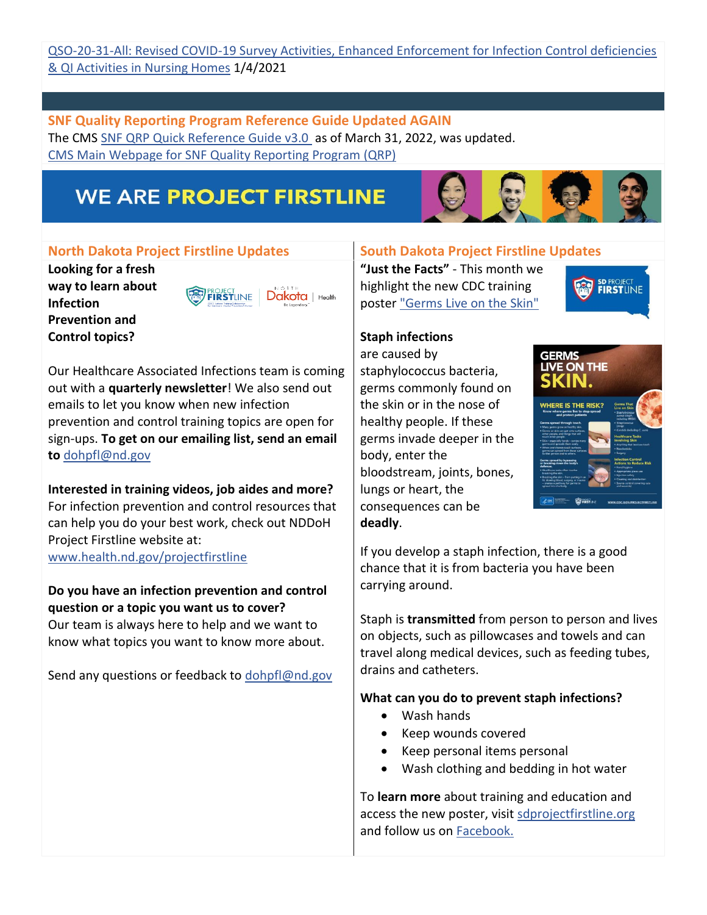QSO-20-31-All: Revised COVID-19 Survey Activities, Enhanced Enforcement for Infection Control deficiencies & QI Activities in Nursing Homes 1/4/2021

## SNF Quality Reporting Program Reference Guide Updated AGAIN

The CMS SNF QRP Quick Reference Guide v3.0 as of March 31, 2022, was updated.

CMS Main Webpage for SNF Quality Reporting Program (QRP)

# WE ARE PROJECT FIRSTLINE

## North Dakota Project Firstline Updates

**Looking for a fresh way to learn about Infection Prevention and Control topics?**

Our Healthcare Associated Infections team is coming out with a **quarterly newsletter**! We also send out emails to let you know when new infection prevention and control training topics are open for sign-ups. **To get on our emailing list, send an email to** dohpfl@nd.gov

**Interested in training videos, job aides and more?**
For infection prevention and control resources that can help you do your best work, check out NDDoH Project Firstline website at: www.health.nd.gov/projectfirstline

**Do you have an infection prevention and control question or a topic you want us to cover?**
Our team is always here to help and we want to know what topics you want to know more about.

Send any questions or feedback to dohpfl@nd.gov

## South Dakota Project Firstline Updates

**"Just the Facts"** - This month we highlight the new CDC training poster "Germs Live on the Skin"

**Staph infections** are caused by staphylococcus bacteria, germs commonly found on the skin or in the nose of healthy people. If these germs invade deeper in the body, enter the bloodstream, joints, bones, lungs or heart, the consequences can be **deadly**.

If you develop a staph infection, there is a good chance that it is from bacteria you have been carrying around.

Staph is **transmitted** from person to person and lives on objects, such as pillowcases and towels and can travel along medical devices, such as feeding tubes, drains and catheters.

**What can you do to prevent staph infections?**

- Wash hands
- Keep wounds covered
- Keep personal items personal
- Wash clothing and bedding in hot water

To **learn more** about training and education and access the new poster, visit sdprojectfirstline.org and follow us on Facebook.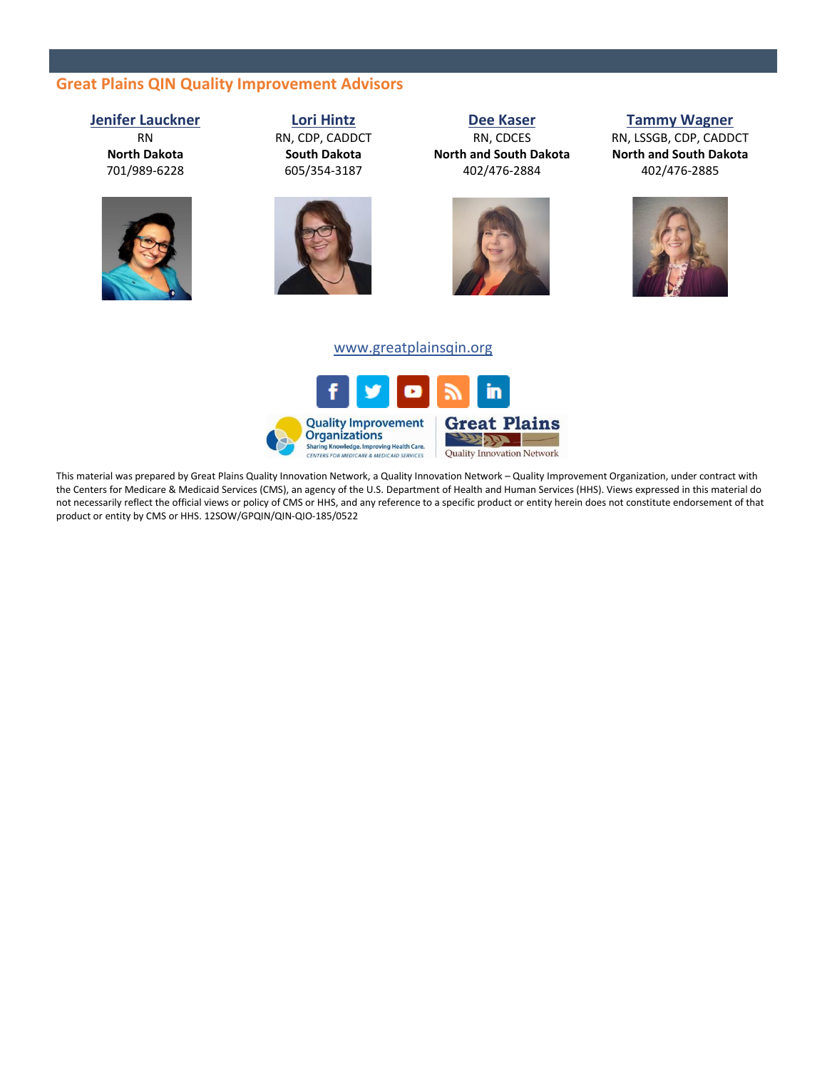## Great Plains QIN Quality Improvement Advisors

| | | | |
|---|---|---|---|
| Jenifer Lauckner | Lori Hintz | Dee Kaser | Tammy Wagner |
| RN | RN, CDP, CADDCT | RN, CDCES | RN, LSSGB, CDP, CADDCT |
| **North Dakota** | **South Dakota** | **North and South Dakota** | **North and South Dakota** |
| 701/989-6228 | 605/354-3187 | 402/476-2884 | 402/476-2885 |

www.greatplainsqin.org

This material was prepared by Great Plains Quality Innovation Network, a Quality Innovation Network – Quality Improvement Organization, under contract with the Centers for Medicare & Medicaid Services (CMS), an agency of the U.S. Department of Health and Human Services (HHS). Views expressed in this material do not necessarily reflect the official views or policy of CMS or HHS, and any reference to a specific product or entity herein does not constitute endorsement of that product or entity by CMS or HHS. 12SOW/GPQIN/QIN-QIO-185/0522